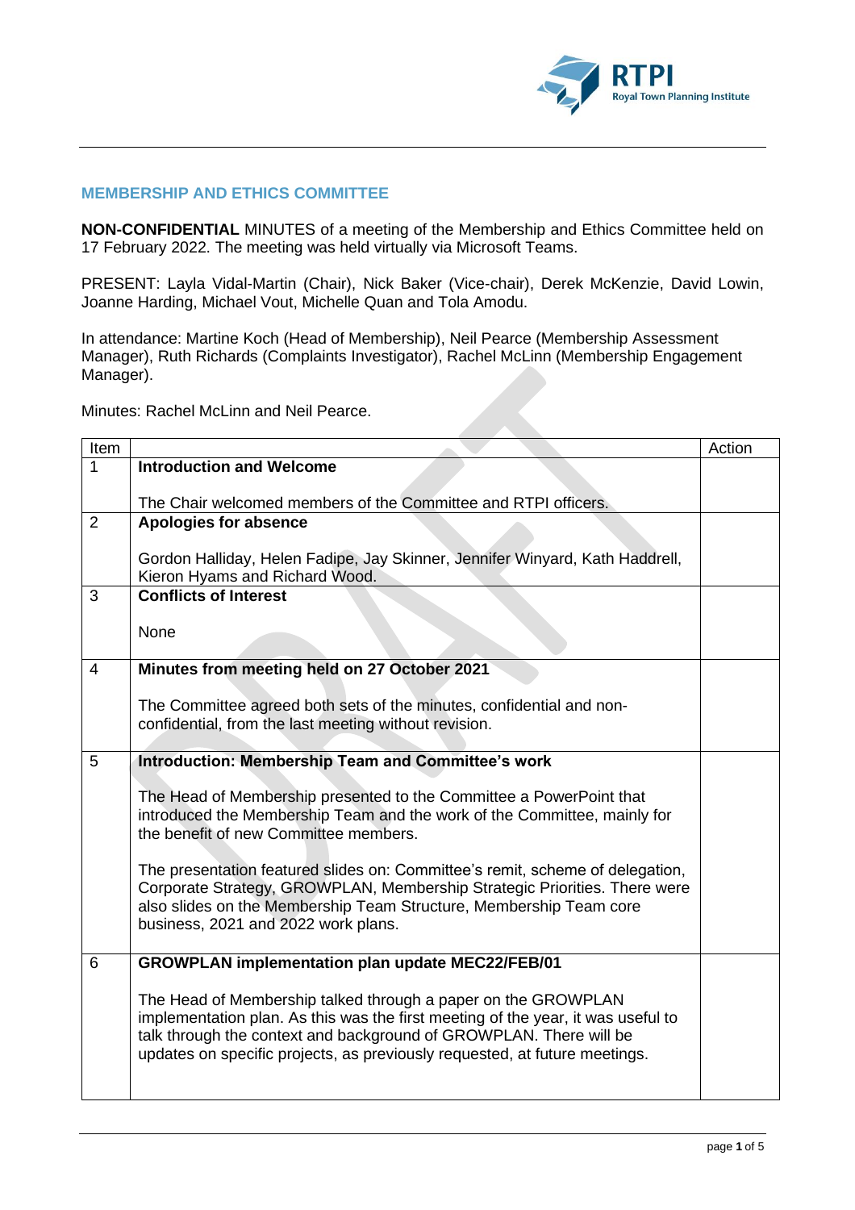## MEMBERSHIP AND ETHICS COMMITTEE

**NON-CONFIDENTIAL** MINUTES of a meeting of the Membership and Ethics Committee held on 17 February 2022. The meeting was held virtually via Microsoft Teams.

PRESENT: Layla Vidal-Martin (Chair), Nick Baker (Vice-chair), Derek McKenzie, David Lowin, Joanne Harding, Michael Vout, Michelle Quan and Tola Amodu.

In attendance: Martine Koch (Head of Membership), Neil Pearce (Membership Assessment Manager), Ruth Richards (Complaints Investigator), Rachel McLinn (Membership Engagement Manager).

Minutes: Rachel McLinn and Neil Pearce.

| Item | | Action |
|---|---|---|
| 1 | **Introduction and Welcome**<br><br>The Chair welcomed members of the Committee and RTPI officers. | |
| 2 | **Apologies for absence**<br><br>Gordon Halliday, Helen Fadipe, Jay Skinner, Jennifer Winyard, Kath Haddrell, Kieron Hyams and Richard Wood. | |
| 3 | **Conflicts of Interest**<br><br>None | |
| 4 | **Minutes from meeting held on 27 October 2021**<br><br>The Committee agreed both sets of the minutes, confidential and non-confidential, from the last meeting without revision. | |
| 5 | **Introduction: Membership Team and Committee's work**<br><br>The Head of Membership presented to the Committee a PowerPoint that introduced the Membership Team and the work of the Committee, mainly for the benefit of new Committee members.<br><br>The presentation featured slides on: Committee's remit, scheme of delegation, Corporate Strategy, GROWPLAN, Membership Strategic Priorities. There were also slides on the Membership Team Structure, Membership Team core business, 2021 and 2022 work plans. | |
| 6 | **GROWPLAN implementation plan update MEC22/FEB/01**<br><br>The Head of Membership talked through a paper on the GROWPLAN implementation plan. As this was the first meeting of the year, it was useful to talk through the context and background of GROWPLAN. There will be updates on specific projects, as previously requested, at future meetings. | |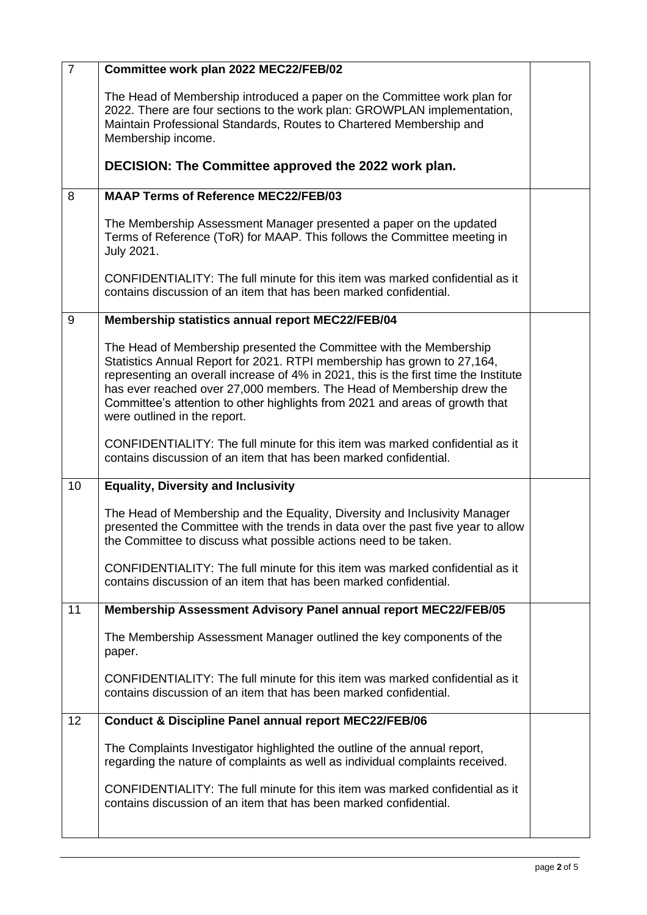| | | |
|---|---|---|
| 7 | **Committee work plan 2022 MEC22/FEB/02**<br><br>The Head of Membership introduced a paper on the Committee work plan for 2022. There are four sections to the work plan: GROWPLAN implementation, Maintain Professional Standards, Routes to Chartered Membership and Membership income.<br><br>**DECISION: The Committee approved the 2022 work plan.** | |
| 8 | **MAAP Terms of Reference MEC22/FEB/03**<br><br>The Membership Assessment Manager presented a paper on the updated Terms of Reference (ToR) for MAAP. This follows the Committee meeting in July 2021.<br><br>CONFIDENTIALITY: The full minute for this item was marked confidential as it contains discussion of an item that has been marked confidential. | |
| 9 | **Membership statistics annual report MEC22/FEB/04**<br><br>The Head of Membership presented the Committee with the Membership Statistics Annual Report for 2021. RTPI membership has grown to 27,164, representing an overall increase of 4% in 2021, this is the first time the Institute has ever reached over 27,000 members. The Head of Membership drew the Committee's attention to other highlights from 2021 and areas of growth that were outlined in the report.<br><br>CONFIDENTIALITY: The full minute for this item was marked confidential as it contains discussion of an item that has been marked confidential. | |
| 10 | **Equality, Diversity and Inclusivity**<br><br>The Head of Membership and the Equality, Diversity and Inclusivity Manager presented the Committee with the trends in data over the past five year to allow the Committee to discuss what possible actions need to be taken.<br><br>CONFIDENTIALITY: The full minute for this item was marked confidential as it contains discussion of an item that has been marked confidential. | |
| 11 | **Membership Assessment Advisory Panel annual report MEC22/FEB/05**<br><br>The Membership Assessment Manager outlined the key components of the paper.<br><br>CONFIDENTIALITY: The full minute for this item was marked confidential as it contains discussion of an item that has been marked confidential. | |
| 12 | **Conduct & Discipline Panel annual report MEC22/FEB/06**<br><br>The Complaints Investigator highlighted the outline of the annual report, regarding the nature of complaints as well as individual complaints received.<br><br>CONFIDENTIALITY: The full minute for this item was marked confidential as it contains discussion of an item that has been marked confidential. | |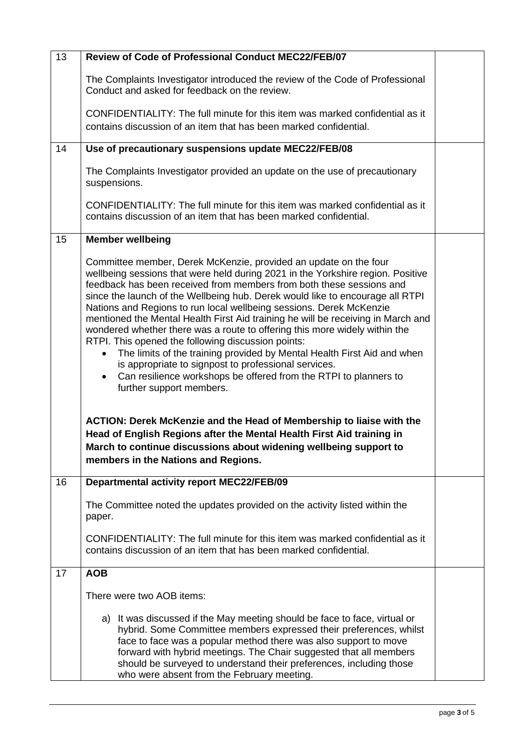| | | |
|---|---|---|
| 13 | **Review of Code of Professional Conduct MEC22/FEB/07**<br><br>The Complaints Investigator introduced the review of the Code of Professional Conduct and asked for feedback on the review.<br><br>CONFIDENTIALITY: The full minute for this item was marked confidential as it contains discussion of an item that has been marked confidential. | |
| 14 | **Use of precautionary suspensions update MEC22/FEB/08**<br><br>The Complaints Investigator provided an update on the use of precautionary suspensions.<br><br>CONFIDENTIALITY: The full minute for this item was marked confidential as it contains discussion of an item that has been marked confidential. | |
| 15 | **Member wellbeing**<br><br>Committee member, Derek McKenzie, provided an update on the four wellbeing sessions that were held during 2021 in the Yorkshire region. Positive feedback has been received from members from both these sessions and since the launch of the Wellbeing hub. Derek would like to encourage all RTPI Nations and Regions to run local wellbeing sessions. Derek McKenzie mentioned the Mental Health First Aid training he will be receiving in March and wondered whether there was a route to offering this more widely within the RTPI. This opened the following discussion points:<br>• The limits of the training provided by Mental Health First Aid and when is appropriate to signpost to professional services.<br>• Can resilience workshops be offered from the RTPI to planners to further support members.<br><br>**ACTION: Derek McKenzie and the Head of Membership to liaise with the Head of English Regions after the Mental Health First Aid training in March to continue discussions about widening wellbeing support to members in the Nations and Regions.** | |
| 16 | **Departmental activity report MEC22/FEB/09**<br><br>The Committee noted the updates provided on the activity listed within the paper.<br><br>CONFIDENTIALITY: The full minute for this item was marked confidential as it contains discussion of an item that has been marked confidential. | |
| 17 | **AOB**<br><br>There were two AOB items:<br><br>a) It was discussed if the May meeting should be face to face, virtual or hybrid. Some Committee members expressed their preferences, whilst face to face was a popular method there was also support to move forward with hybrid meetings. The Chair suggested that all members should be surveyed to understand their preferences, including those who were absent from the February meeting. | |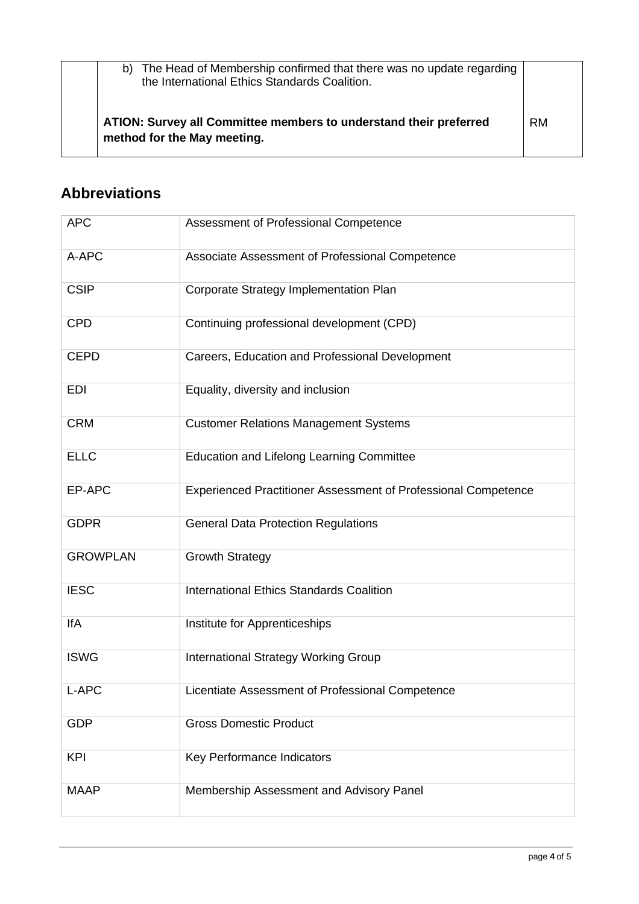| | b) The Head of Membership confirmed that there was no update regarding the International Ethics Standards Coalition.<br><br>**ATION: Survey all Committee members to understand their preferred method for the May meeting.** | RM |
|---|---|---|

## Abbreviations

| | |
|---|---|
| APC | Assessment of Professional Competence |
| A-APC | Associate Assessment of Professional Competence |
| CSIP | Corporate Strategy Implementation Plan |
| CPD | Continuing professional development (CPD) |
| CEPD | Careers, Education and Professional Development |
| EDI | Equality, diversity and inclusion |
| CRM | Customer Relations Management Systems |
| ELLC | Education and Lifelong Learning Committee |
| EP-APC | Experienced Practitioner Assessment of Professional Competence |
| GDPR | General Data Protection Regulations |
| GROWPLAN | Growth Strategy |
| IESC | International Ethics Standards Coalition |
| IfA | Institute for Apprenticeships |
| ISWG | International Strategy Working Group |
| L-APC | Licentiate Assessment of Professional Competence |
| GDP | Gross Domestic Product |
| KPI | Key Performance Indicators |
| MAAP | Membership Assessment and Advisory Panel |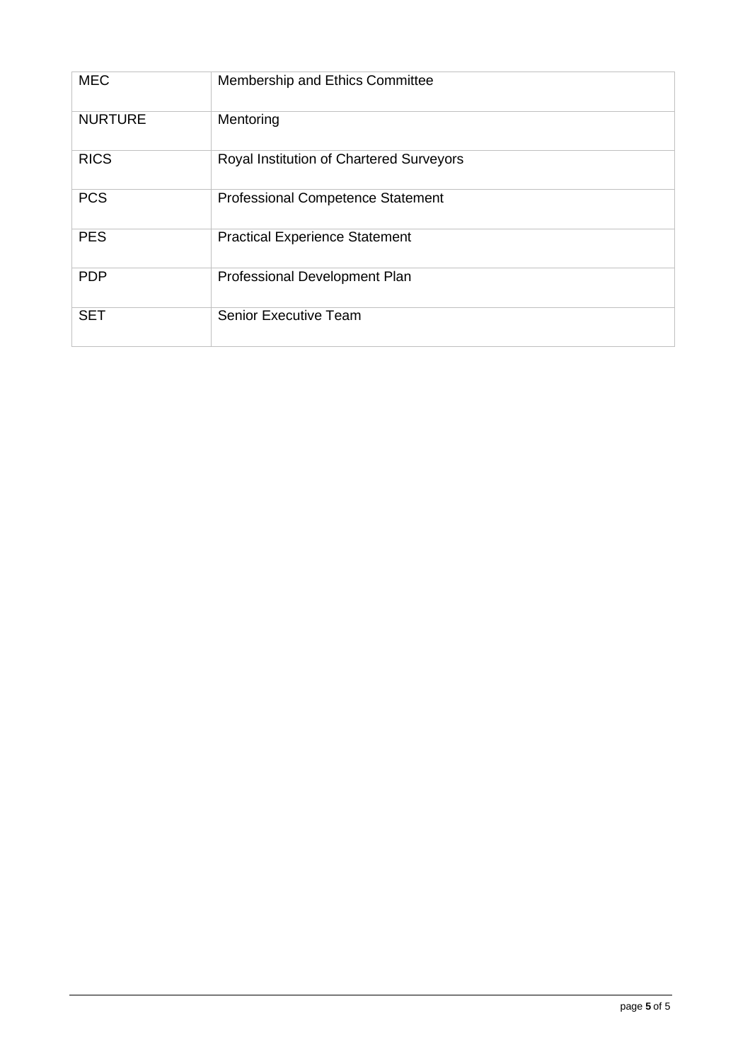| | |
|---|---|
| MEC | Membership and Ethics Committee |
| NURTURE | Mentoring |
| RICS | Royal Institution of Chartered Surveyors |
| PCS | Professional Competence Statement |
| PES | Practical Experience Statement |
| PDP | Professional Development Plan |
| SET | Senior Executive Team |